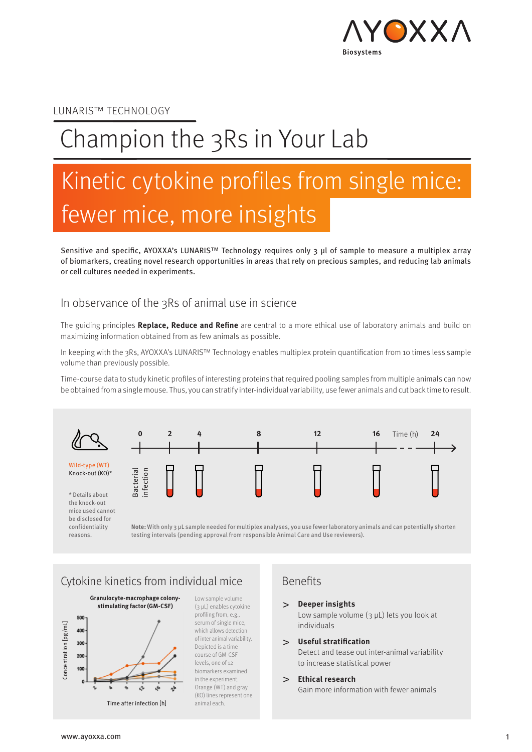LUNARIS™ TECHNOLOGY

# Champion the 3Rs in Your Lab

## Kinetic cytokine profiles from single mice: fewer mice, more insights

Sensitive and specific, AYOXXA's LUNARIS™ Technology requires only 3 µl of sample to measure a multiplex array of biomarkers, creating novel research opportunities in areas that rely on precious samples, and reducing lab animals or cell cultures needed in experiments.

### In observance of the 3Rs of animal use in science

The guiding principles **Replace, Reduce and Refine** are central to a more ethical use of laboratory animals and build on maximizing information obtained from as few animals as possible.

In keeping with the 3Rs, AYOXXA's LUNARIS™ Technology enables multiplex protein quantification from 10 times less sample volume than previously possible.

Time-course data to study kinetic profiles of interesting proteins that required pooling samples from multiple animals can now be obtained from a single mouse. Thus, you can stratify inter-individual variability, use fewer animals and cut back time to result.

Wild-type (WT)
Knock-out (KO)*

Bacterial infection

Time (h): 0, 2, 4, 8, 12, 16, 24

* Details about the knock-out mice used cannot be disclosed for confidentiality reasons.

**Note:** With only 3 µL sample needed for multiplex analyses, you use fewer laboratory animals and can potentially shorten testing intervals (pending approval from responsible Animal Care and Use reviewers).

### Cytokine kinetics from individual mice

Granulocyte-macrophage colony-stimulating factor (GM-CSF)

Low sample volume (3 µL) enables cytokine profiling from, e.g., serum of single mice, which allows detection of inter-animal variability. Depicted is a time course of GM-CSF levels, one of 12 biomarkers examined in the experiment. Orange (WT) and gray (KO) lines represent one animal each.

### Benefits

> **Deeper insights**
> Low sample volume (3 µL) lets you look at individuals

> **Useful stratification**
> Detect and tease out inter-animal variability to increase statistical power

> **Ethical research**
> Gain more information with fewer animals

www.ayoxxa.com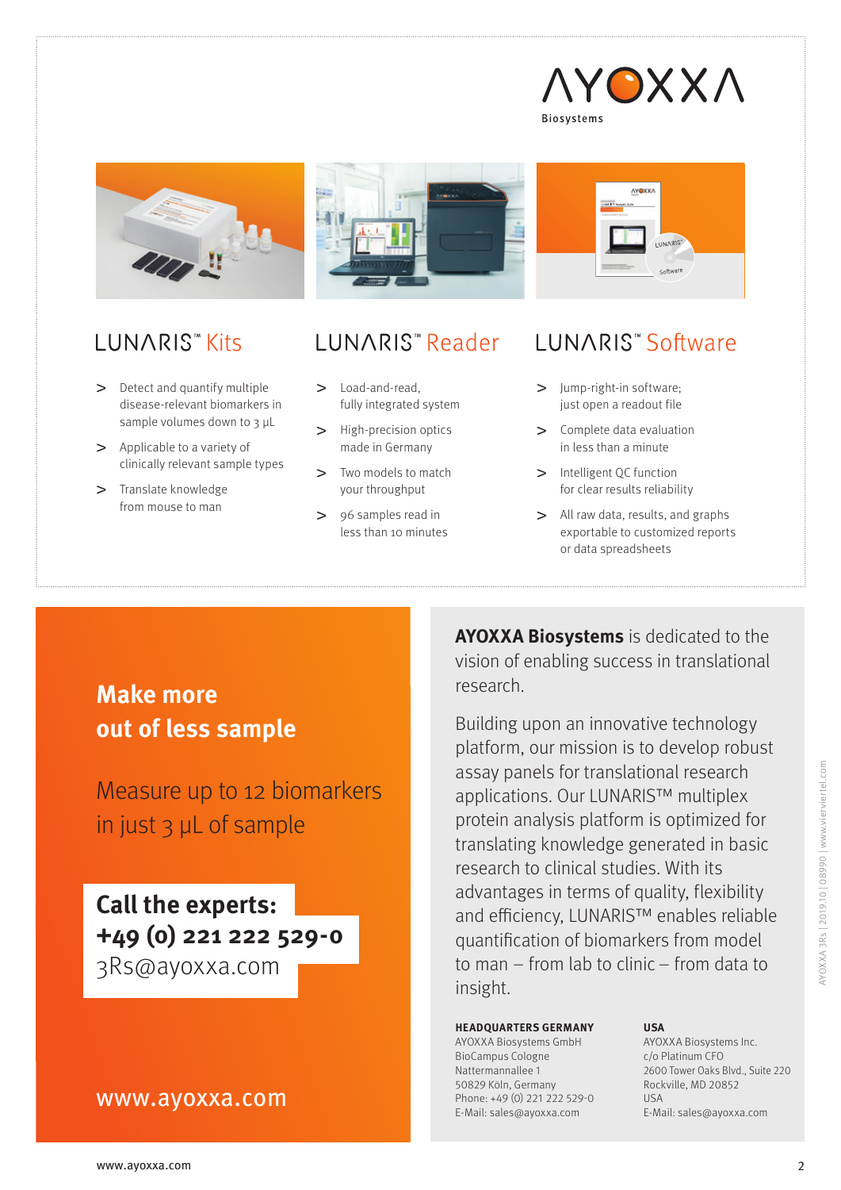AYOXXA Biosystems

## LUNARIS™ Kits

- Detect and quantify multiple disease-relevant biomarkers in sample volumes down to 3 µL
- Applicable to a variety of clinically relevant sample types
- Translate knowledge from mouse to man

## LUNARIS™ Reader

- Load-and-read, fully integrated system
- High-precision optics made in Germany
- Two models to match your throughput
- 96 samples read in less than 10 minutes

## LUNARIS™ Software

- Jump-right-in software; just open a readout file
- Complete data evaluation in less than a minute
- Intelligent QC function for clear results reliability
- All raw data, results, and graphs exportable to customized reports or data spreadsheets

**Make more out of less sample**

Measure up to 12 biomarkers in just 3 µL of sample

**Call the experts: +49 (0) 221 222 529-0**
3Rs@ayoxxa.com

www.ayoxxa.com

**AYOXXA Biosystems** is dedicated to the vision of enabling success in translational research.

Building upon an innovative technology platform, our mission is to develop robust assay panels for translational research applications. Our LUNARIS™ multiplex protein analysis platform is optimized for translating knowledge generated in basic research to clinical studies. With its advantages in terms of quality, flexibility and efficiency, LUNARIS™ enables reliable quantification of biomarkers from model to man – from lab to clinic – from data to insight.

**HEADQUARTERS GERMANY**
AYOXXA Biosystems GmbH
BioCampus Cologne
Nattermannallee 1
50829 Köln, Germany
Phone: +49 (0) 221 222 529-0
E-Mail: sales@ayoxxa.com

**USA**
AYOXXA Biosystems Inc.
c/o Platinum CFO
2600 Tower Oaks Blvd., Suite 220
Rockville, MD 20852
USA
E-Mail: sales@ayoxxa.com

AYOXXA 3Rs | 2019.10 | 08990 | www.vierviertel.com